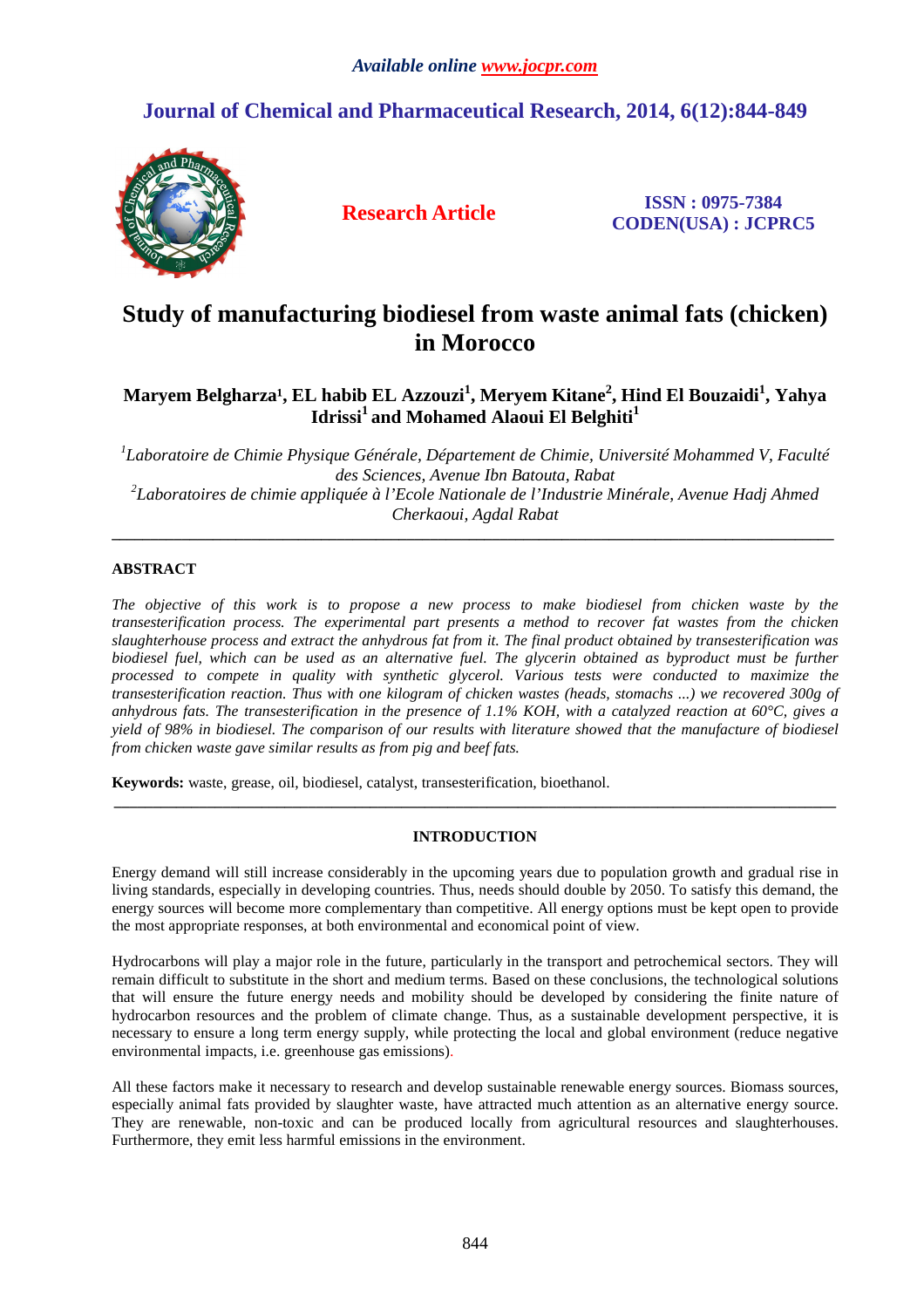*Available online www.jocpr.com*

## Journal of Chemical and Pharmaceutical Research, 2014, 6(12):844-849

**Research Article**

**ISSN : 0975-7384**
**CODEN(USA) : JCPRC5**

# Study of manufacturing biodiesel from waste animal fats (chicken) in Morocco

**Maryem Belgharza[1], EL habib EL Azzouzi[1], Meryem Kitane[2], Hind El Bouzaidi[1], Yahya Idrissi[1] and Mohamed Alaoui El Belghiti[1]**

*[1]Laboratoire de Chimie Physique Générale, Département de Chimie, Université Mohammed V, Faculté des Sciences, Avenue Ibn Batouta, Rabat*
*[2]Laboratoires de chimie appliquée à l'Ecole Nationale de l'Industrie Minérale, Avenue Hadj Ahmed Cherkaoui, Agdal Rabat*

---

## ABSTRACT

*The objective of this work is to propose a new process to make biodiesel from chicken waste by the transesterification process. The experimental part presents a method to recover fat wastes from the chicken slaughterhouse process and extract the anhydrous fat from it. The final product obtained by transesterification was biodiesel fuel, which can be used as an alternative fuel. The glycerin obtained as byproduct must be further processed to compete in quality with synthetic glycerol. Various tests were conducted to maximize the transesterification reaction. Thus with one kilogram of chicken wastes (heads, stomachs ...) we recovered 300g of anhydrous fats. The transesterification in the presence of 1.1% KOH, with a catalyzed reaction at 60°C, gives a yield of 98% in biodiesel. The comparison of our results with literature showed that the manufacture of biodiesel from chicken waste gave similar results as from pig and beef fats.*

**Keywords:** waste, grease, oil, biodiesel, catalyst, transesterification, bioethanol.

---

## INTRODUCTION

Energy demand will still increase considerably in the upcoming years due to population growth and gradual rise in living standards, especially in developing countries. Thus, needs should double by 2050. To satisfy this demand, the energy sources will become more complementary than competitive. All energy options must be kept open to provide the most appropriate responses, at both environmental and economical point of view.

Hydrocarbons will play a major role in the future, particularly in the transport and petrochemical sectors. They will remain difficult to substitute in the short and medium terms. Based on these conclusions, the technological solutions that will ensure the future energy needs and mobility should be developed by considering the finite nature of hydrocarbon resources and the problem of climate change. Thus, as a sustainable development perspective, it is necessary to ensure a long term energy supply, while protecting the local and global environment (reduce negative environmental impacts, i.e. greenhouse gas emissions).

All these factors make it necessary to research and develop sustainable renewable energy sources. Biomass sources, especially animal fats provided by slaughter waste, have attracted much attention as an alternative energy source. They are renewable, non-toxic and can be produced locally from agricultural resources and slaughterhouses. Furthermore, they emit less harmful emissions in the environment.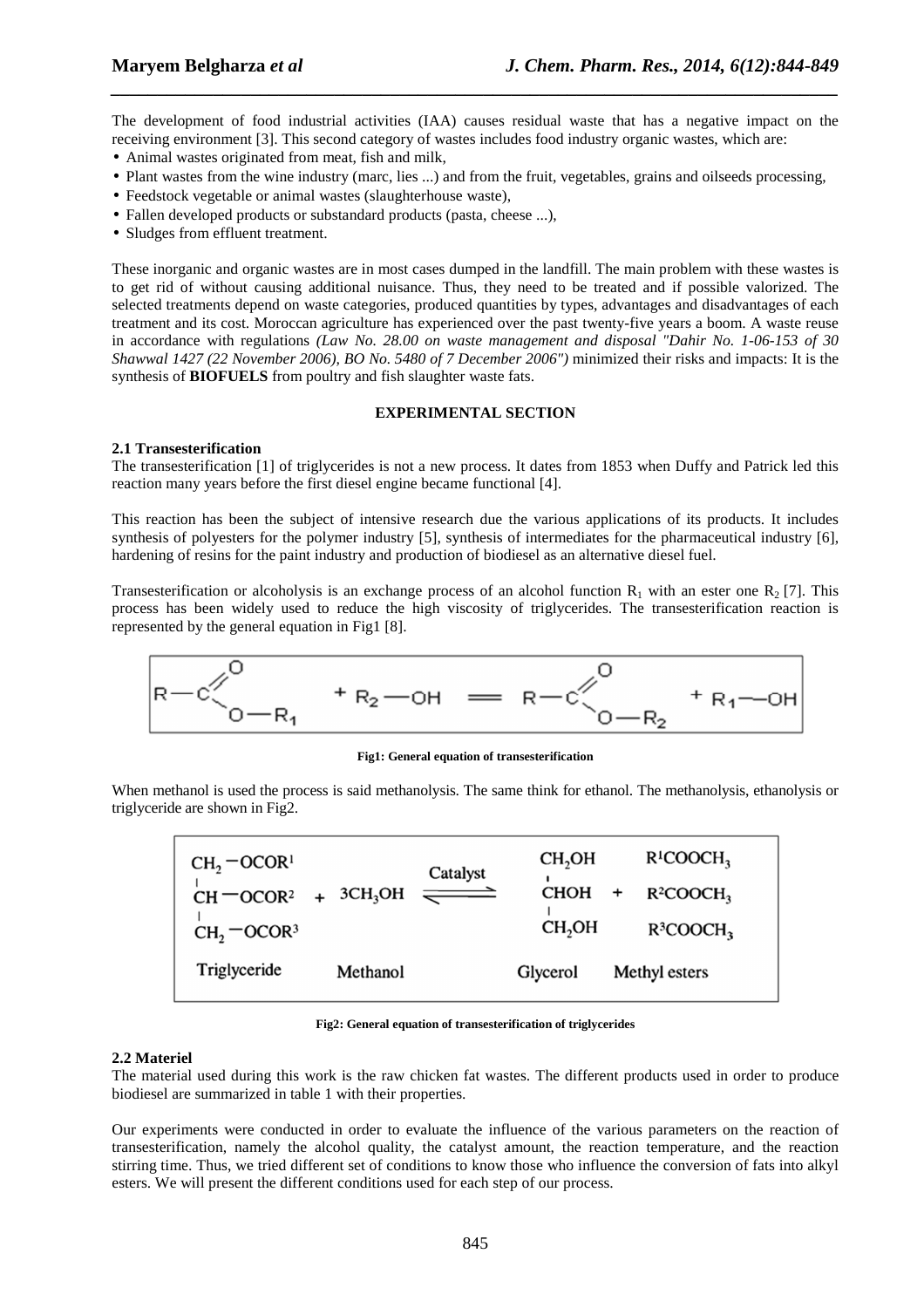The development of food industrial activities (IAA) causes residual waste that has a negative impact on the receiving environment [3]. This second category of wastes includes food industry organic wastes, which are:

- Animal wastes originated from meat, fish and milk,
- Plant wastes from the wine industry (marc, lies ...) and from the fruit, vegetables, grains and oilseeds processing,
- Feedstock vegetable or animal wastes (slaughterhouse waste),
- Fallen developed products or substandard products (pasta, cheese ...),
- Sludges from effluent treatment.

These inorganic and organic wastes are in most cases dumped in the landfill. The main problem with these wastes is to get rid of without causing additional nuisance. Thus, they need to be treated and if possible valorized. The selected treatments depend on waste categories, produced quantities by types, advantages and disadvantages of each treatment and its cost. Moroccan agriculture has experienced over the past twenty-five years a boom. A waste reuse in accordance with regulations *(Law No. 28.00 on waste management and disposal "Dahir No. 1-06-153 of 30 Shawwal 1427 (22 November 2006), BO No. 5480 of 7 December 2006")* minimized their risks and impacts: It is the synthesis of **BIOFUELS** from poultry and fish slaughter waste fats.

## EXPERIMENTAL SECTION

### 2.1 Transesterification

The transesterification [1] of triglycerides is not a new process. It dates from 1853 when Duffy and Patrick led this reaction many years before the first diesel engine became functional [4].

This reaction has been the subject of intensive research due the various applications of its products. It includes synthesis of polyesters for the polymer industry [5], synthesis of intermediates for the pharmaceutical industry [6], hardening of resins for the paint industry and production of biodiesel as an alternative diesel fuel.

Transesterification or alcoholysis is an exchange process of an alcohol function $R_1$ with an ester one $R_2$ [7]. This process has been widely used to reduce the high viscosity of triglycerides. The transesterification reaction is represented by the general equation in Fig1 [8].

$$R-C(=O)-O-R_1 + R_2-OH = R-C(=O)-O-R_2 + R_1-OH$$

**Fig1: General equation of transesterification**

When methanol is used the process is said methanolysis. The same think for ethanol. The methanolysis, ethanolysis or triglyceride are shown in Fig2.

$$\underset{\text{Triglyceride}}{\begin{matrix} CH_2-OCOR^1 \\ CH-OCOR^2 \\ CH_2-OCOR^3 \end{matrix}} + \underset{\text{Methanol}}{3CH_3OH} \xrightleftharpoons{\text{Catalyst}} \underset{\text{Glycerol}}{\begin{matrix} CH_2OH \\ CHOH \\ CH_2OH \end{matrix}} + \underset{\text{Methyl esters}}{\begin{matrix} R^1COOCH_3 \\ R^2COOCH_3 \\ R^3COOCH_3 \end{matrix}}$$

**Fig2: General equation of transesterification of triglycerides**

### 2.2 Materiel

The material used during this work is the raw chicken fat wastes. The different products used in order to produce biodiesel are summarized in table 1 with their properties.

Our experiments were conducted in order to evaluate the influence of the various parameters on the reaction of transesterification, namely the alcohol quality, the catalyst amount, the reaction temperature, and the reaction stirring time. Thus, we tried different set of conditions to know those who influence the conversion of fats into alkyl esters. We will present the different conditions used for each step of our process.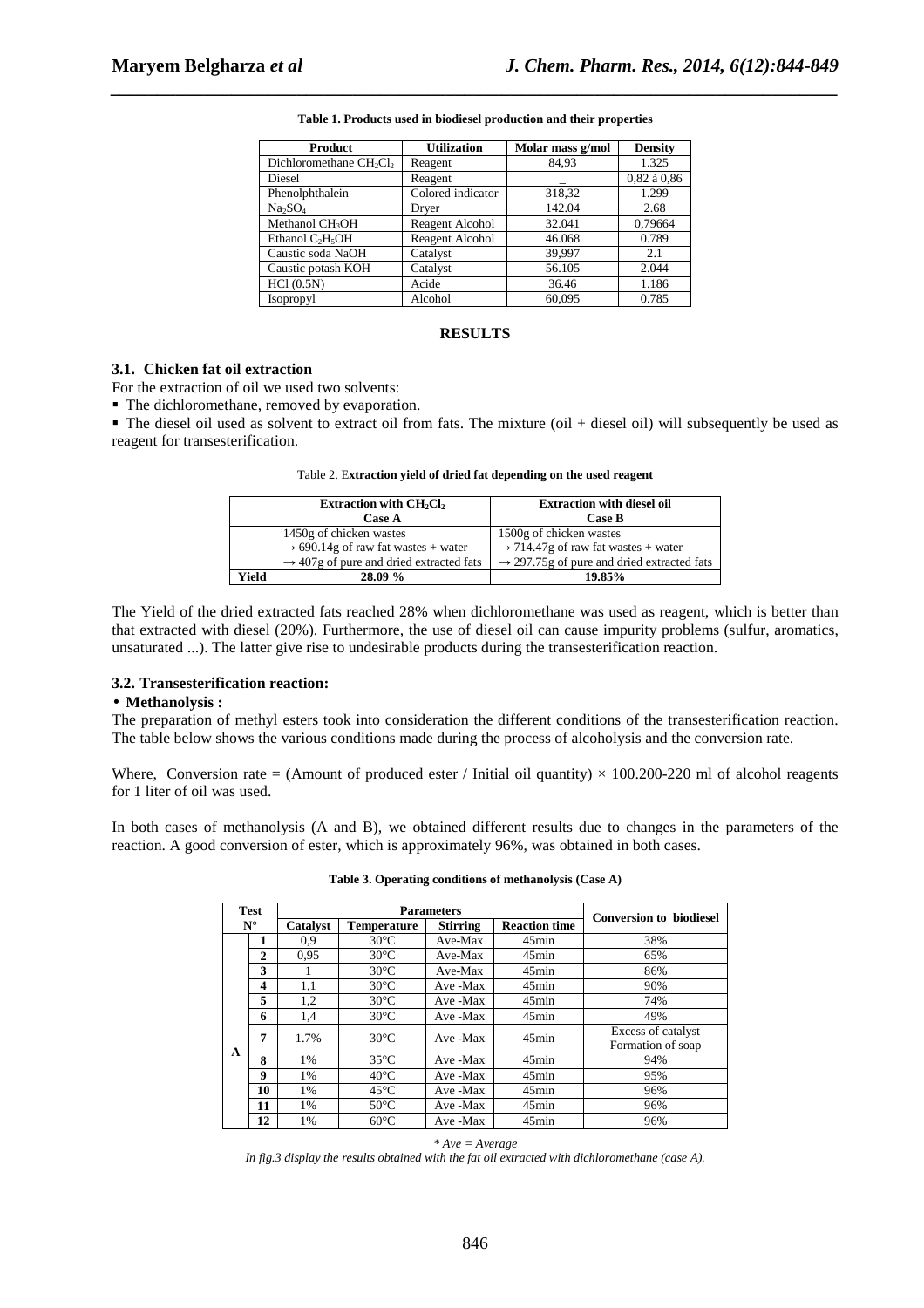**Table 1. Products used in biodiesel production and their properties**

| Product | Utilization | Molar mass g/mol | Density |
|---|---|---|---|
| Dichloromethane $CH_2Cl_2$ | Reagent | 84,93 | 1.325 |
| Diesel | Reagent | _ | 0,82 à 0,86 |
| Phenolphthalein | Colored indicator | 318,32 | 1.299 |
| $Na_2SO_4$ | Dryer | 142.04 | 2.68 |
| Methanol $CH_3OH$ | Reagent Alcohol | 32.041 | 0,79664 |
| Ethanol $C_2H_5OH$ | Reagent Alcohol | 46.068 | 0.789 |
| Caustic soda NaOH | Catalyst | 39,997 | 2.1 |
| Caustic potash KOH | Catalyst | 56.105 | 2.044 |
| HCl (0.5N) | Acide | 36.46 | 1.186 |
| Isopropyl | Alcohol | 60,095 | 0.785 |

## RESULTS

### 3.1. Chicken fat oil extraction

For the extraction of oil we used two solvents:

- The dichloromethane, removed by evaporation.
- The diesel oil used as solvent to extract oil from fats. The mixture (oil + diesel oil) will subsequently be used as reagent for transesterification.

Table 2. **Extraction yield of dried fat depending on the used reagent**

| | Extraction with $CH_2Cl_2$ Case A | Extraction with diesel oil Case B |
|---|---|---|
| | 1450g of chicken wastes<br>→ 690.14g of raw fat wastes + water<br>→ 407g of pure and dried extracted fats | 1500g of chicken wastes<br>→ 714.47g of raw fat wastes + water<br>→ 297.75g of pure and dried extracted fats |
| **Yield** | **28.09 %** | **19.85%** |

The Yield of the dried extracted fats reached 28% when dichloromethane was used as reagent, which is better than that extracted with diesel (20%). Furthermore, the use of diesel oil can cause impurity problems (sulfur, aromatics, unsaturated ...). The latter give rise to undesirable products during the transesterification reaction.

### 3.2. Transesterification reaction:

- **Methanolysis :**

The preparation of methyl esters took into consideration the different conditions of the transesterification reaction. The table below shows the various conditions made during the process of alcoholysis and the conversion rate.

Where, Conversion rate = (Amount of produced ester / Initial oil quantity) × 100.200-220 ml of alcohol reagents for 1 liter of oil was used.

In both cases of methanolysis (A and B), we obtained different results due to changes in the parameters of the reaction. A good conversion of ester, which is approximately 96%, was obtained in both cases.

**Table 3. Operating conditions of methanolysis (Case A)**

| Test N° | | Parameters | | | | Conversion to biodiesel |
|---|---|---|---|---|---|---|
| | | Catalyst | Temperature | Stirring | Reaction time | |
| A | 1 | 0,9 | 30°C | Ave-Max | 45min | 38% |
| | 2 | 0,95 | 30°C | Ave-Max | 45min | 65% |
| | 3 | 1 | 30°C | Ave-Max | 45min | 86% |
| | 4 | 1,1 | 30°C | Ave -Max | 45min | 90% |
| | 5 | 1,2 | 30°C | Ave -Max | 45min | 74% |
| | 6 | 1,4 | 30°C | Ave -Max | 45min | 49% |
| | 7 | 1.7% | 30°C | Ave -Max | 45min | Excess of catalyst Formation of soap |
| | 8 | 1% | 35°C | Ave -Max | 45min | 94% |
| | 9 | 1% | 40°C | Ave -Max | 45min | 95% |
| | 10 | 1% | 45°C | Ave -Max | 45min | 96% |
| | 11 | 1% | 50°C | Ave -Max | 45min | 96% |
| | 12 | 1% | 60°C | Ave -Max | 45min | 96% |

*\* Ave = Average*

*In fig.3 display the results obtained with the fat oil extracted with dichloromethane (case A).*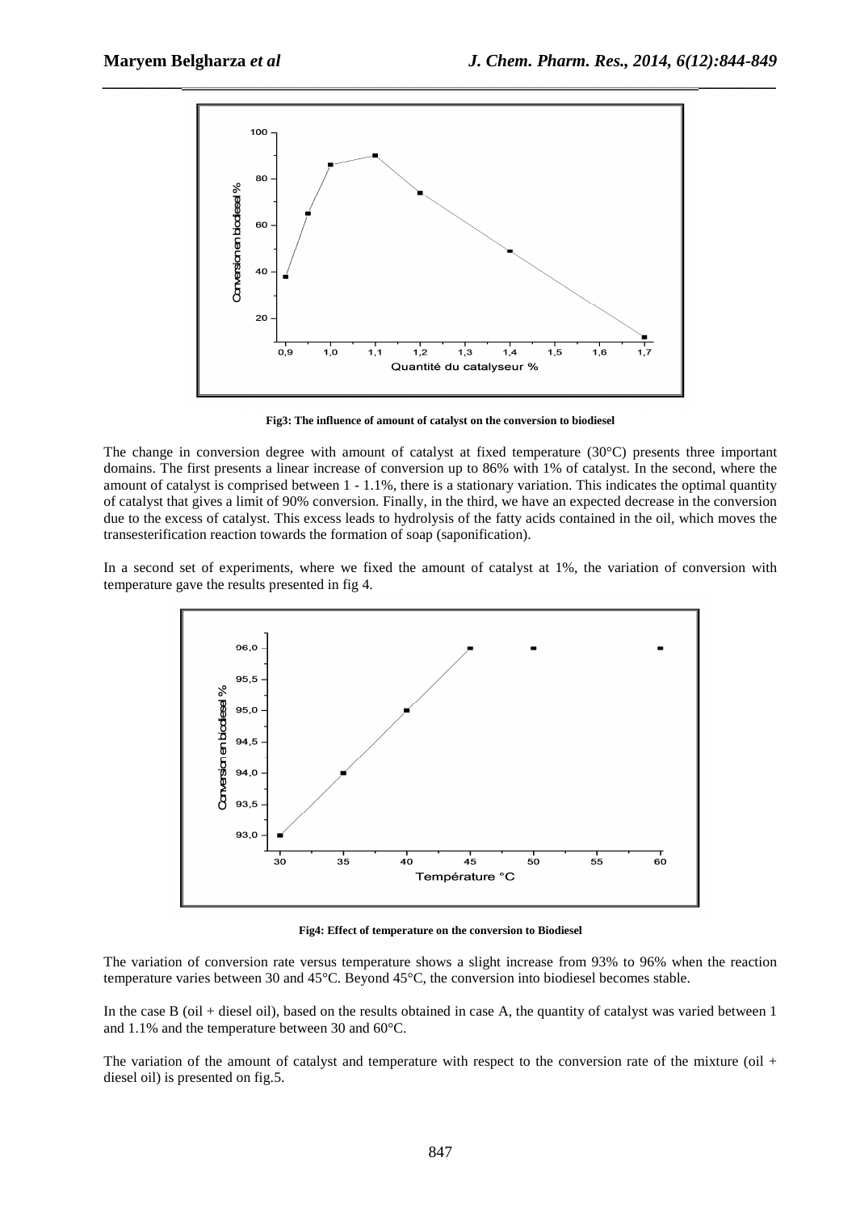Fig3: The influence of amount of catalyst on the conversion to biodiesel

The change in conversion degree with amount of catalyst at fixed temperature (30°C) presents three important domains. The first presents a linear increase of conversion up to 86% with 1% of catalyst. In the second, where the amount of catalyst is comprised between 1 - 1.1%, there is a stationary variation. This indicates the optimal quantity of catalyst that gives a limit of 90% conversion. Finally, in the third, we have an expected decrease in the conversion due to the excess of catalyst. This excess leads to hydrolysis of the fatty acids contained in the oil, which moves the transesterification reaction towards the formation of soap (saponification).

In a second set of experiments, where we fixed the amount of catalyst at 1%, the variation of conversion with temperature gave the results presented in fig 4.

Fig4: Effect of temperature on the conversion to Biodiesel

The variation of conversion rate versus temperature shows a slight increase from 93% to 96% when the reaction temperature varies between 30 and 45°C. Beyond 45°C, the conversion into biodiesel becomes stable.

In the case B (oil + diesel oil), based on the results obtained in case A, the quantity of catalyst was varied between 1 and 1.1% and the temperature between 30 and 60°C.

The variation of the amount of catalyst and temperature with respect to the conversion rate of the mixture (oil + diesel oil) is presented on fig.5.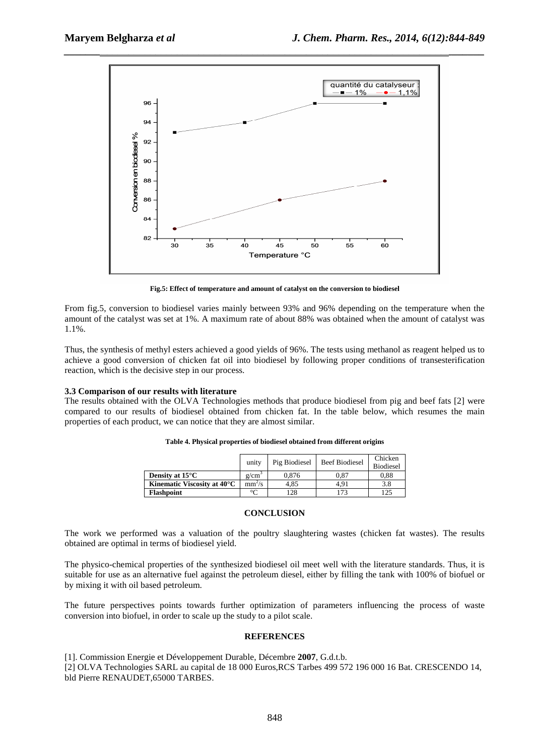Fig.5: Effect of temperature and amount of catalyst on the conversion to biodiesel

From fig.5, conversion to biodiesel varies mainly between 93% and 96% depending on the temperature when the amount of the catalyst was set at 1%. A maximum rate of about 88% was obtained when the amount of catalyst was 1.1%.

Thus, the synthesis of methyl esters achieved a good yields of 96%. The tests using methanol as reagent helped us to achieve a good conversion of chicken fat oil into biodiesel by following proper conditions of transesterification reaction, which is the decisive step in our process.

### 3.3 Comparison of our results with literature

The results obtained with the OLVA Technologies methods that produce biodiesel from pig and beef fats [2] were compared to our results of biodiesel obtained from chicken fat. In the table below, which resumes the main properties of each product, we can notice that they are almost similar.

**Table 4. Physical properties of biodiesel obtained from different origins**

| | unity | Pig Biodiesel | Beef Biodiesel | Chicken Biodiesel |
|---|---|---|---|---|
| **Density at 15°C** | $g/cm^3$ | 0,876 | 0,87 | 0,88 |
| **Kinematic Viscosity at 40°C** | $mm^2/s$ | 4,85 | 4,91 | 3.8 |
| **Flashpoint** | °C | 128 | 173 | 125 |

## CONCLUSION

The work we performed was a valuation of the poultry slaughtering wastes (chicken fat wastes). The results obtained are optimal in terms of biodiesel yield.

The physico-chemical properties of the synthesized biodiesel oil meet well with the literature standards. Thus, it is suitable for use as an alternative fuel against the petroleum diesel, either by filling the tank with 100% of biofuel or by mixing it with oil based petroleum.

The future perspectives points towards further optimization of parameters influencing the process of waste conversion into biofuel, in order to scale up the study to a pilot scale.

## REFERENCES

[1]. Commission Energie et Développement Durable, Décembre **2007**, G.d.t.b.

[2] OLVA Technologies SARL au capital de 18 000 Euros,RCS Tarbes 499 572 196 000 16 Bat. CRESCENDO 14, bld Pierre RENAUDET,65000 TARBES.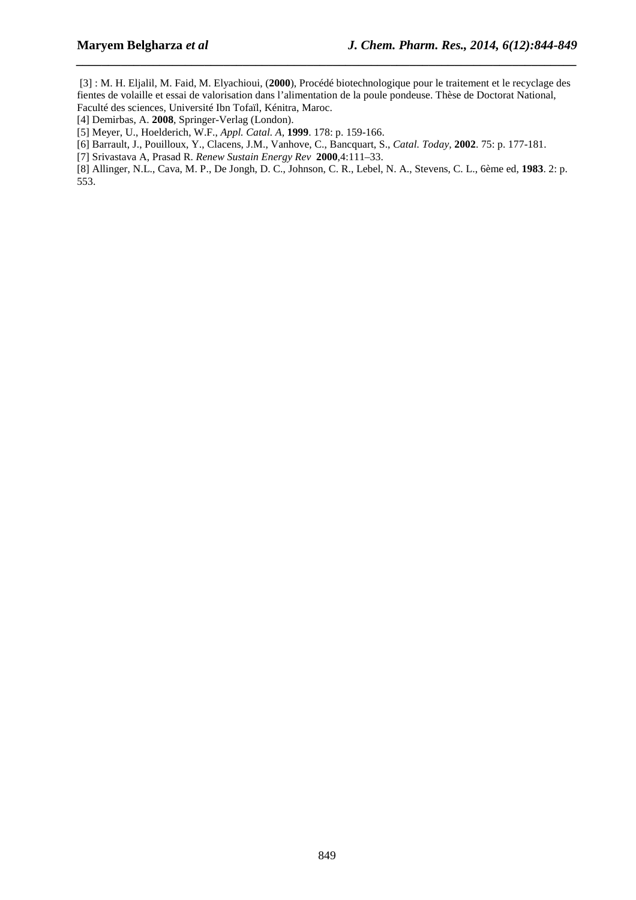[3] : M. H. Eljalil, M. Faid, M. Elyachioui, (**2000**), Procédé biotechnologique pour le traitement et le recyclage des fientes de volaille et essai de valorisation dans l'alimentation de la poule pondeuse. Thèse de Doctorat National, Faculté des sciences, Université Ibn Tofaïl, Kénitra, Maroc.

[4] Demirbas, A. **2008**, Springer-Verlag (London).

[5] Meyer, U., Hoelderich, W.F., *Appl. Catal. A*, **1999**. 178: p. 159-166.

[6] Barrault, J., Pouilloux, Y., Clacens, J.M., Vanhove, C., Bancquart, S., *Catal. Today*, **2002**. 75: p. 177-181.

[7] Srivastava A, Prasad R. *Renew Sustain Energy Rev* **2000**,4:111–33.

[8] Allinger, N.L., Cava, M. P., De Jongh, D. C., Johnson, C. R., Lebel, N. A., Stevens, C. L., 6ème ed, **1983**. 2: p. 553.